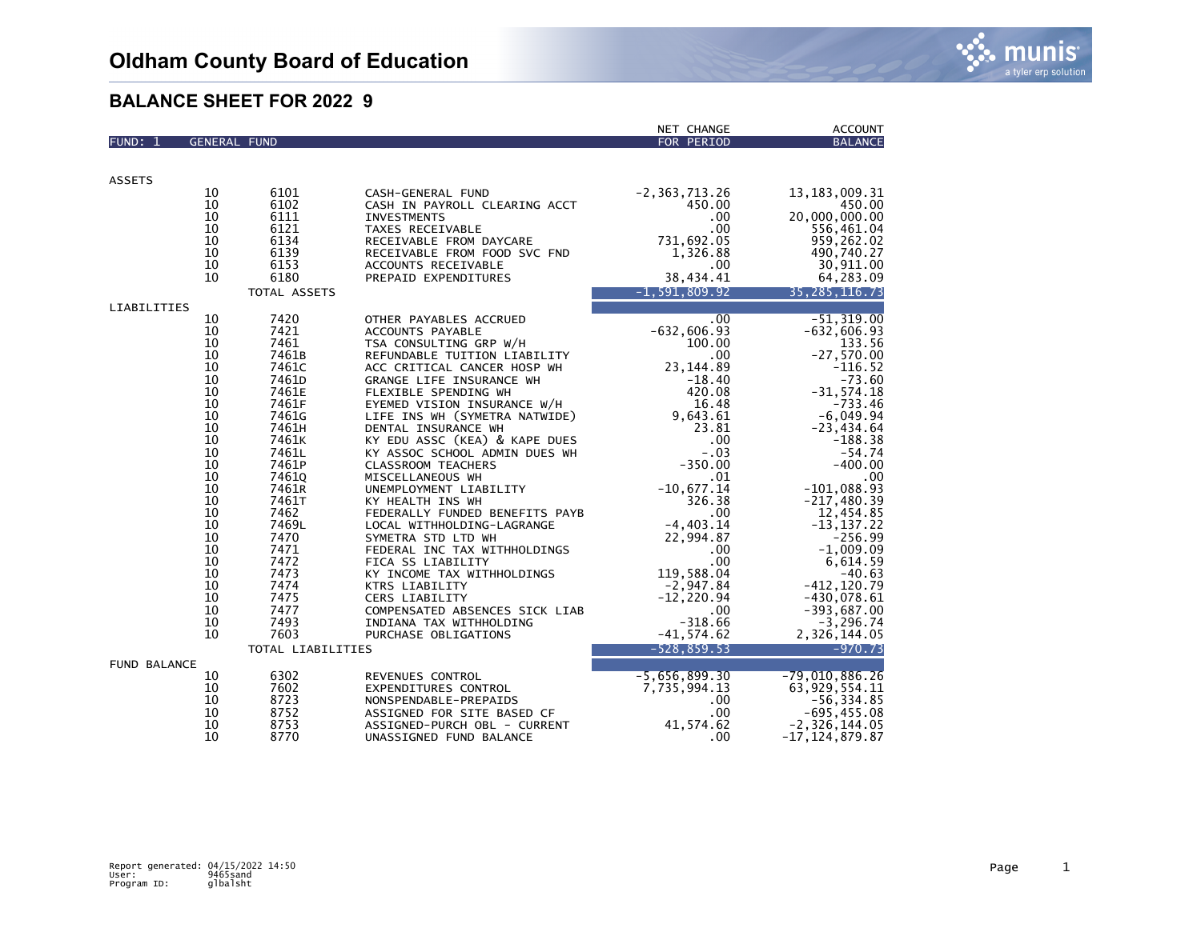# Oldham County Board of Education

## BALANCE SHEET FOR 2022 9

| FUND: 1 | GENERAL FUND | | | NET CHANGE FOR PERIOD | ACCOUNT BALANCE |
|---|---|---|---|---|---|
| ASSETS | | | | | |
| | 10 | 6101 | CASH-GENERAL FUND | -2,363,713.26 | 13,183,009.31 |
| | 10 | 6102 | CASH IN PAYROLL CLEARING ACCT | 450.00 | 450.00 |
| | 10 | 6111 | INVESTMENTS | .00 | 20,000,000.00 |
| | 10 | 6121 | TAXES RECEIVABLE | .00 | 556,461.04 |
| | 10 | 6134 | RECEIVABLE FROM DAYCARE | 731,692.05 | 959,262.02 |
| | 10 | 6139 | RECEIVABLE FROM FOOD SVC FND | 1,326.88 | 490,740.27 |
| | 10 | 6153 | ACCOUNTS RECEIVABLE | .00 | 30,911.00 |
| | 10 | 6180 | PREPAID EXPENDITURES | 38,434.41 | 64,283.09 |
| | | TOTAL ASSETS | | -1,591,809.92 | 35,285,116.73 |
| LIABILITIES | | | | | |
| | 10 | 7420 | OTHER PAYABLES ACCRUED | .00 | -51,319.00 |
| | 10 | 7421 | ACCOUNTS PAYABLE | -632,606.93 | -632,606.93 |
| | 10 | 7461 | TSA CONSULTING GRP W/H | 100.00 | 133.56 |
| | 10 | 7461B | REFUNDABLE TUITION LIABILITY | .00 | -27,570.00 |
| | 10 | 7461C | ACC CRITICAL CANCER HOSP WH | 23,144.89 | -116.52 |
| | 10 | 7461D | GRANGE LIFE INSURANCE WH | -18.40 | -73.60 |
| | 10 | 7461E | FLEXIBLE SPENDING WH | 420.08 | -31,574.18 |
| | 10 | 7461F | EYEMED VISION INSURANCE W/H | 16.48 | -733.46 |
| | 10 | 7461G | LIFE INS WH (SYMETRA NATWIDE) | 9,643.61 | -6,049.94 |
| | 10 | 7461H | DENTAL INSURANCE WH | 23.81 | -23,434.64 |
| | 10 | 7461K | KY EDU ASSC (KEA) & KAPE DUES | .00 | -188.38 |
| | 10 | 7461L | KY ASSOC SCHOOL ADMIN DUES WH | -.03 | -54.74 |
| | 10 | 7461P | CLASSROOM TEACHERS | -350.00 | -400.00 |
| | 10 | 7461Q | MISCELLANEOUS WH | .01 | .00 |
| | 10 | 7461R | UNEMPLOYMENT LIABILITY | -10,677.14 | -101,088.93 |
| | 10 | 7461T | KY HEALTH INS WH | 326.38 | -217,480.39 |
| | 10 | 7462 | FEDERALLY FUNDED BENEFITS PAYB | .00 | 12,454.85 |
| | 10 | 7469L | LOCAL WITHHOLDING-LAGRANGE | -4,403.14 | -13,137.22 |
| | 10 | 7470 | SYMETRA STD LTD WH | 22,994.87 | -256.99 |
| | 10 | 7471 | FEDERAL INC TAX WITHHOLDINGS | .00 | -1,009.09 |
| | 10 | 7472 | FICA SS LIABILITY | .00 | 6,614.59 |
| | 10 | 7473 | KY INCOME TAX WITHHOLDINGS | 119,588.04 | -40.63 |
| | 10 | 7474 | KTRS LIABILITY | -2,947.84 | -412,120.79 |
| | 10 | 7475 | CERS LIABILITY | -12,220.94 | -430,078.61 |
| | 10 | 7477 | COMPENSATED ABSENCES SICK LIAB | .00 | -393,687.00 |
| | 10 | 7493 | INDIANA TAX WITHHOLDING | -318.66 | -3,296.74 |
| | 10 | 7603 | PURCHASE OBLIGATIONS | -41,574.62 | 2,326,144.05 |
| | | TOTAL LIABILITIES | | -528,859.53 | -970.73 |
| FUND BALANCE | | | | | |
| | 10 | 6302 | REVENUES CONTROL | -5,656,899.30 | -79,010,886.26 |
| | 10 | 7602 | EXPENDITURES CONTROL | 7,735,994.13 | 63,929,554.11 |
| | 10 | 8723 | NONSPENDABLE-PREPAIDS | .00 | -56,334.85 |
| | 10 | 8752 | ASSIGNED FOR SITE BASED CF | .00 | -695,455.08 |
| | 10 | 8753 | ASSIGNED-PURCH OBL - CURRENT | 41,574.62 | -2,326,144.05 |
| | 10 | 8770 | UNASSIGNED FUND BALANCE | .00 | -17,124,879.87 |

Report generated: 04/15/2022 14:50
User: 9465sand
Program ID: glbalsht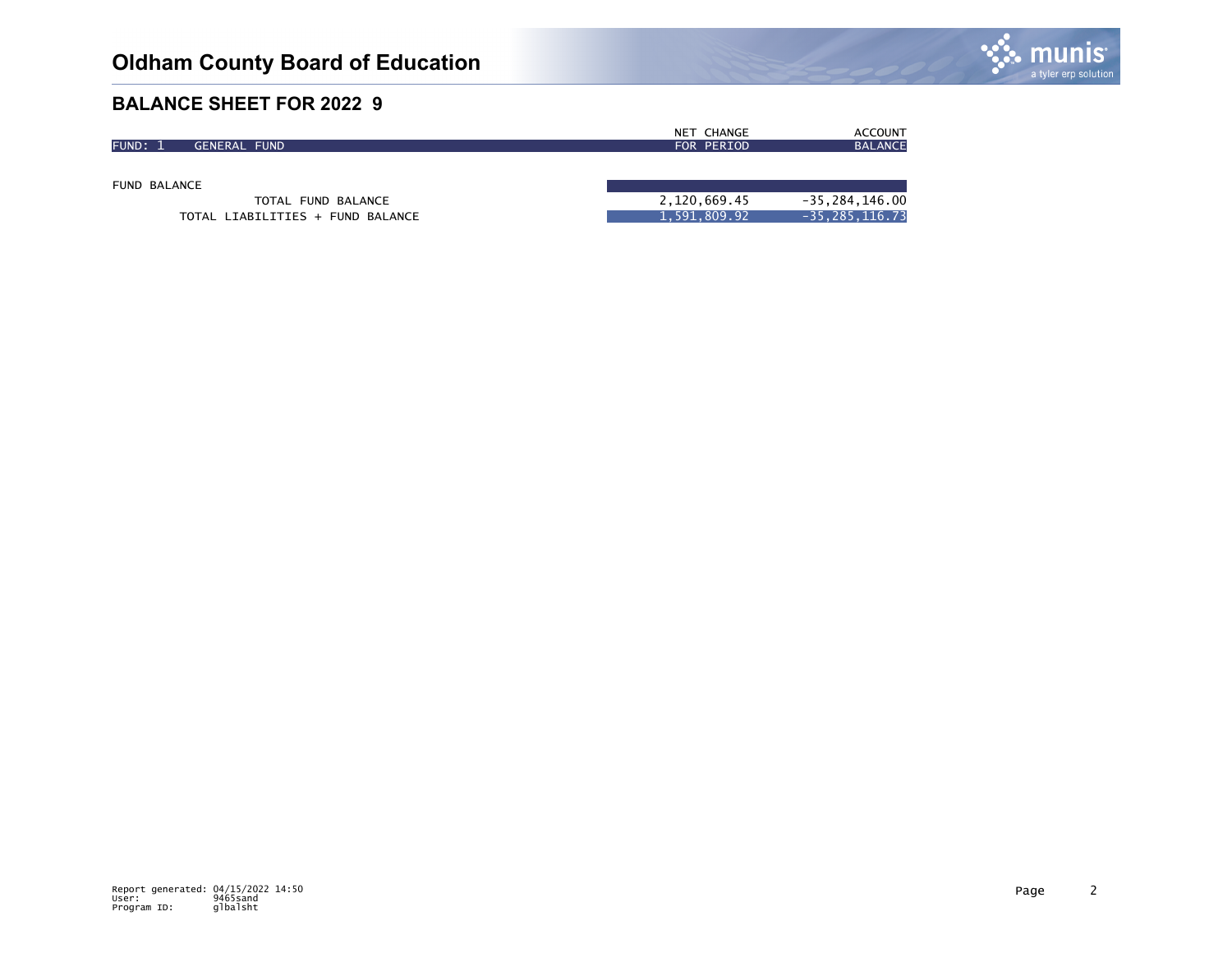# Oldham County Board of Education

## BALANCE SHEET FOR 2022 9

| FUND: 1 GENERAL FUND | NET CHANGE FOR PERIOD | ACCOUNT BALANCE |
|---|---|---|
| FUND BALANCE | | |
| TOTAL FUND BALANCE | 2,120,669.45 | -35,284,146.00 |
| TOTAL LIABILITIES + FUND BALANCE | 1,591,809.92 | -35,285,116.73 |

Report generated: 04/15/2022 14:50
User: 9465sand
Program ID: glbalsht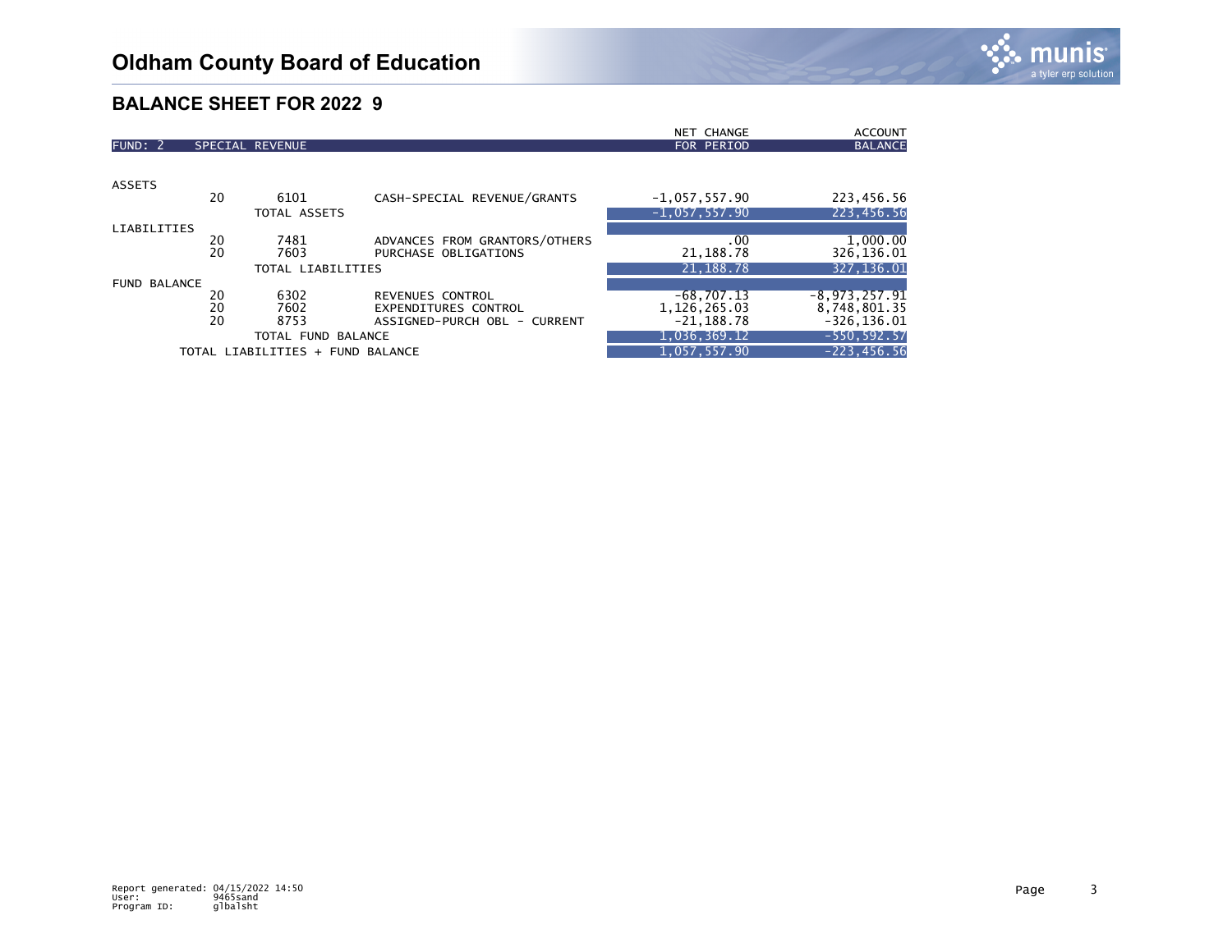# Oldham County Board of Education

## BALANCE SHEET FOR 2022 9

| FUND: 2 | SPECIAL REVENUE | | NET CHANGE FOR PERIOD | ACCOUNT BALANCE |
|---|---|---|---|---|
| **ASSETS** | | | | |
| 20 | 6101 | CASH-SPECIAL REVENUE/GRANTS | -1,057,557.90 | 223,456.56 |
| | TOTAL ASSETS | | -1,057,557.90 | 223,456.56 |
| **LIABILITIES** | | | | |
| 20 | 7481 | ADVANCES FROM GRANTORS/OTHERS | .00 | 1,000.00 |
| 20 | 7603 | PURCHASE OBLIGATIONS | 21,188.78 | 326,136.01 |
| | TOTAL LIABILITIES | | 21,188.78 | 327,136.01 |
| **FUND BALANCE** | | | | |
| 20 | 6302 | REVENUES CONTROL | -68,707.13 | -8,973,257.91 |
| 20 | 7602 | EXPENDITURES CONTROL | 1,126,265.03 | 8,748,801.35 |
| 20 | 8753 | ASSIGNED-PURCH OBL - CURRENT | -21,188.78 | -326,136.01 |
| | TOTAL FUND BALANCE | | 1,036,369.12 | -550,592.57 |
| TOTAL LIABILITIES + FUND BALANCE | | | 1,057,557.90 | -223,456.56 |

Report generated: 04/15/2022 14:50
User: 9465sand
Program ID: glbalsht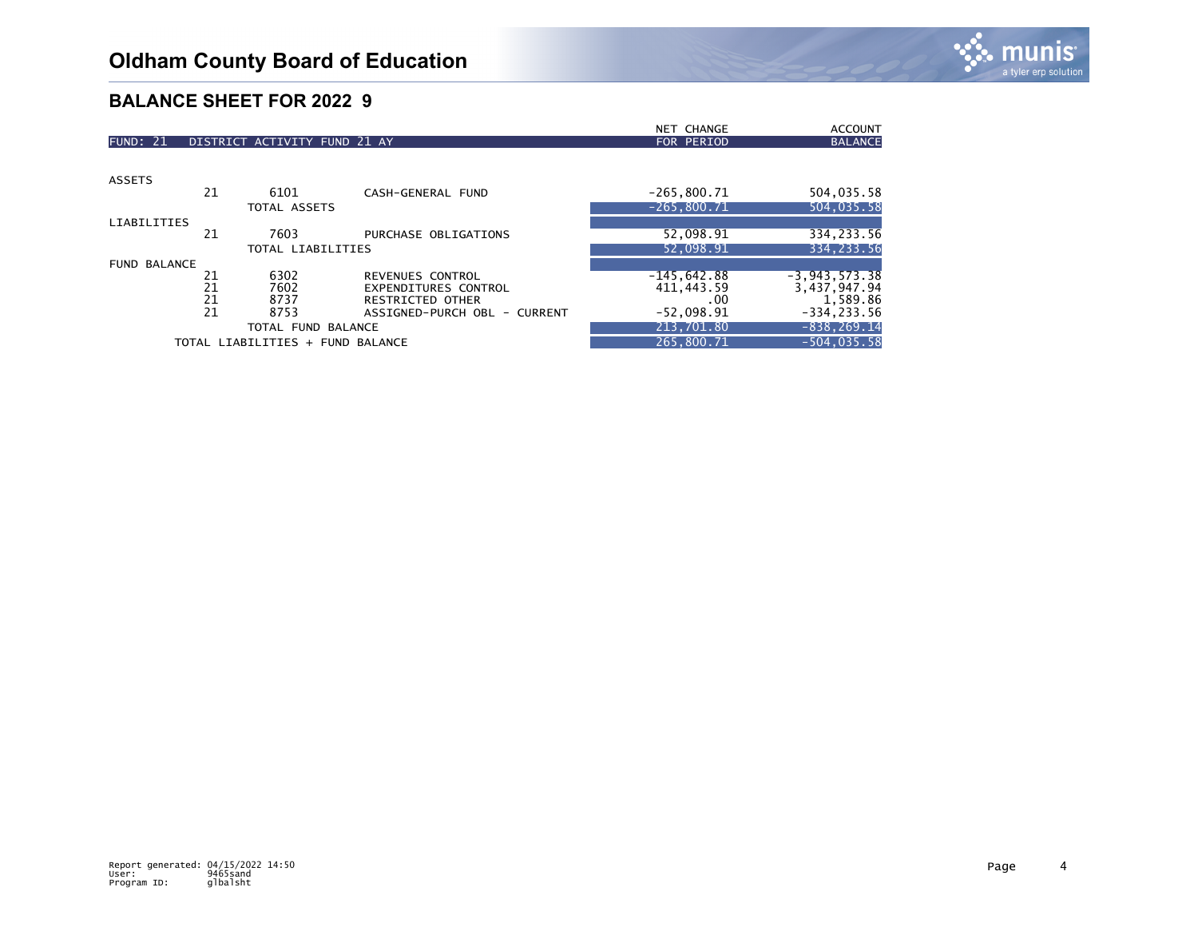# Oldham County Board of Education

## BALANCE SHEET FOR 2022 9

| FUND: 21 | DISTRICT ACTIVITY FUND 21 AY | | | NET CHANGE FOR PERIOD | ACCOUNT BALANCE |
|---|---|---|---|---|---|
| ASSETS | | | | | |
| | 21 | 6101 | CASH-GENERAL FUND | -265,800.71 | 504,035.58 |
| | | TOTAL ASSETS | | -265,800.71 | 504,035.58 |
| LIABILITIES | | | | | |
| | 21 | 7603 | PURCHASE OBLIGATIONS | 52,098.91 | 334,233.56 |
| | | TOTAL LIABILITIES | | 52,098.91 | 334,233.56 |
| FUND BALANCE | | | | | |
| | 21 | 6302 | REVENUES CONTROL | -145,642.88 | -3,943,573.38 |
| | 21 | 7602 | EXPENDITURES CONTROL | 411,443.59 | 3,437,947.94 |
| | 21 | 8737 | RESTRICTED OTHER | .00 | 1,589.86 |
| | 21 | 8753 | ASSIGNED-PURCH OBL - CURRENT | -52,098.91 | -334,233.56 |
| | | TOTAL FUND BALANCE | | 213,701.80 | -838,269.14 |
| TOTAL LIABILITIES + FUND BALANCE | | | | 265,800.71 | -504,035.58 |

Report generated: 04/15/2022 14:50
User: 9465sand
Program ID: glbalsht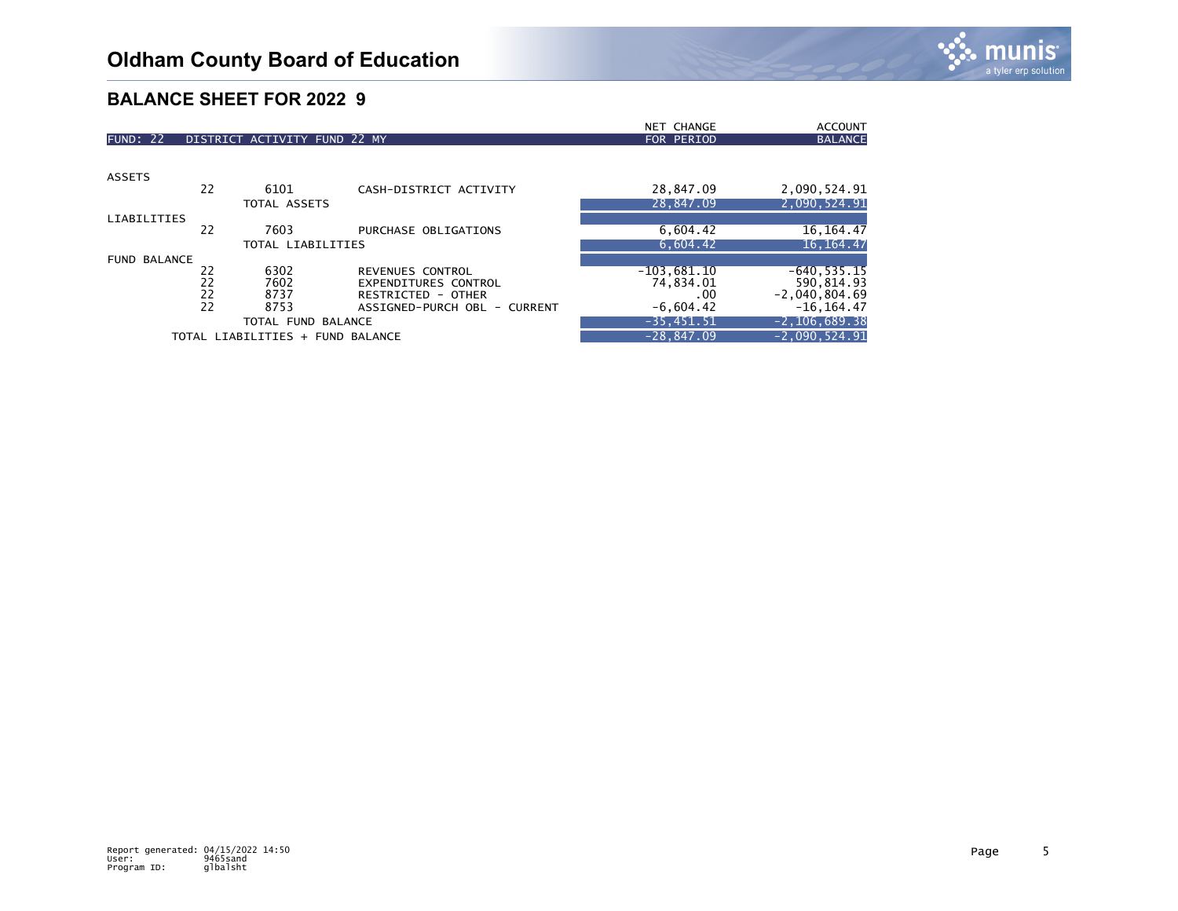# Oldham County Board of Education

## BALANCE SHEET FOR 2022 9

| FUND: 22 | DISTRICT ACTIVITY FUND 22 MY | | | NET CHANGE FOR PERIOD | ACCOUNT BALANCE |
|---|---|---|---|---|---|
| ASSETS | | | | | |
| | 22 | 6101 | CASH-DISTRICT ACTIVITY | 28,847.09 | 2,090,524.91 |
| | | TOTAL ASSETS | | 28,847.09 | 2,090,524.91 |
| LIABILITIES | | | | | |
| | 22 | 7603 | PURCHASE OBLIGATIONS | 6,604.42 | 16,164.47 |
| | | TOTAL LIABILITIES | | 6,604.42 | 16,164.47 |
| FUND BALANCE | | | | | |
| | 22 | 6302 | REVENUES CONTROL | -103,681.10 | -640,535.15 |
| | 22 | 7602 | EXPENDITURES CONTROL | 74,834.01 | 590,814.93 |
| | 22 | 8737 | RESTRICTED - OTHER | .00 | -2,040,804.69 |
| | 22 | 8753 | ASSIGNED-PURCH OBL - CURRENT | -6,604.42 | -16,164.47 |
| | | TOTAL FUND BALANCE | | -35,451.51 | -2,106,689.38 |
| | TOTAL LIABILITIES + FUND BALANCE | | | -28,847.09 | -2,090,524.91 |

Report generated: 04/15/2022 14:50
User: 9465sand
Program ID: glbalsht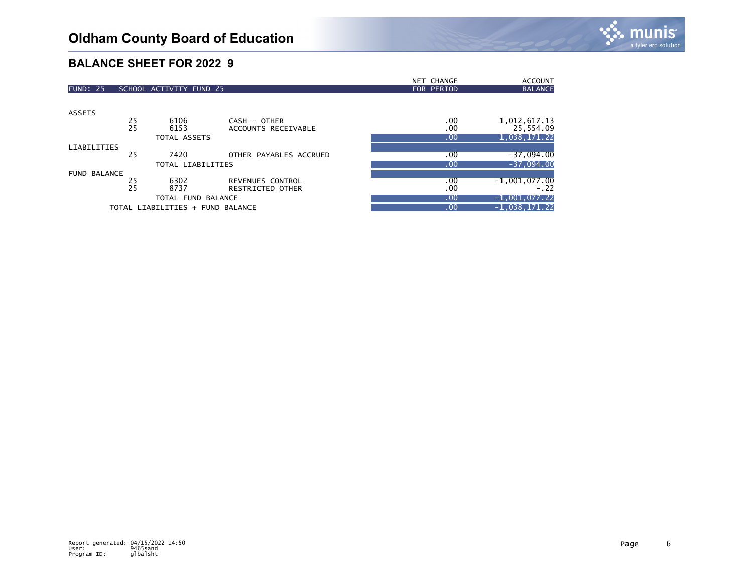# Oldham County Board of Education

## BALANCE SHEET FOR 2022 9

| FUND: 25 | SCHOOL ACTIVITY FUND 25 | | NET CHANGE FOR PERIOD | ACCOUNT BALANCE |
|---|---|---|---|---|
| ASSETS | | | | |
| 25 | 6106 | CASH - OTHER | .00 | 1,012,617.13 |
| 25 | 6153 | ACCOUNTS RECEIVABLE | .00 | 25,554.09 |
| | TOTAL ASSETS | | .00 | 1,038,171.22 |
| LIABILITIES | | | | |
| 25 | 7420 | OTHER PAYABLES ACCRUED | .00 | -37,094.00 |
| | TOTAL LIABILITIES | | .00 | -37,094.00 |
| FUND BALANCE | | | | |
| 25 | 6302 | REVENUES CONTROL | .00 | -1,001,077.00 |
| 25 | 8737 | RESTRICTED OTHER | .00 | -.22 |
| | TOTAL FUND BALANCE | | .00 | -1,001,077.22 |
| TOTAL LIABILITIES + FUND BALANCE | | | .00 | -1,038,171.22 |

Report generated: 04/15/2022 14:50
User: 9465sand
Program ID: glbalsht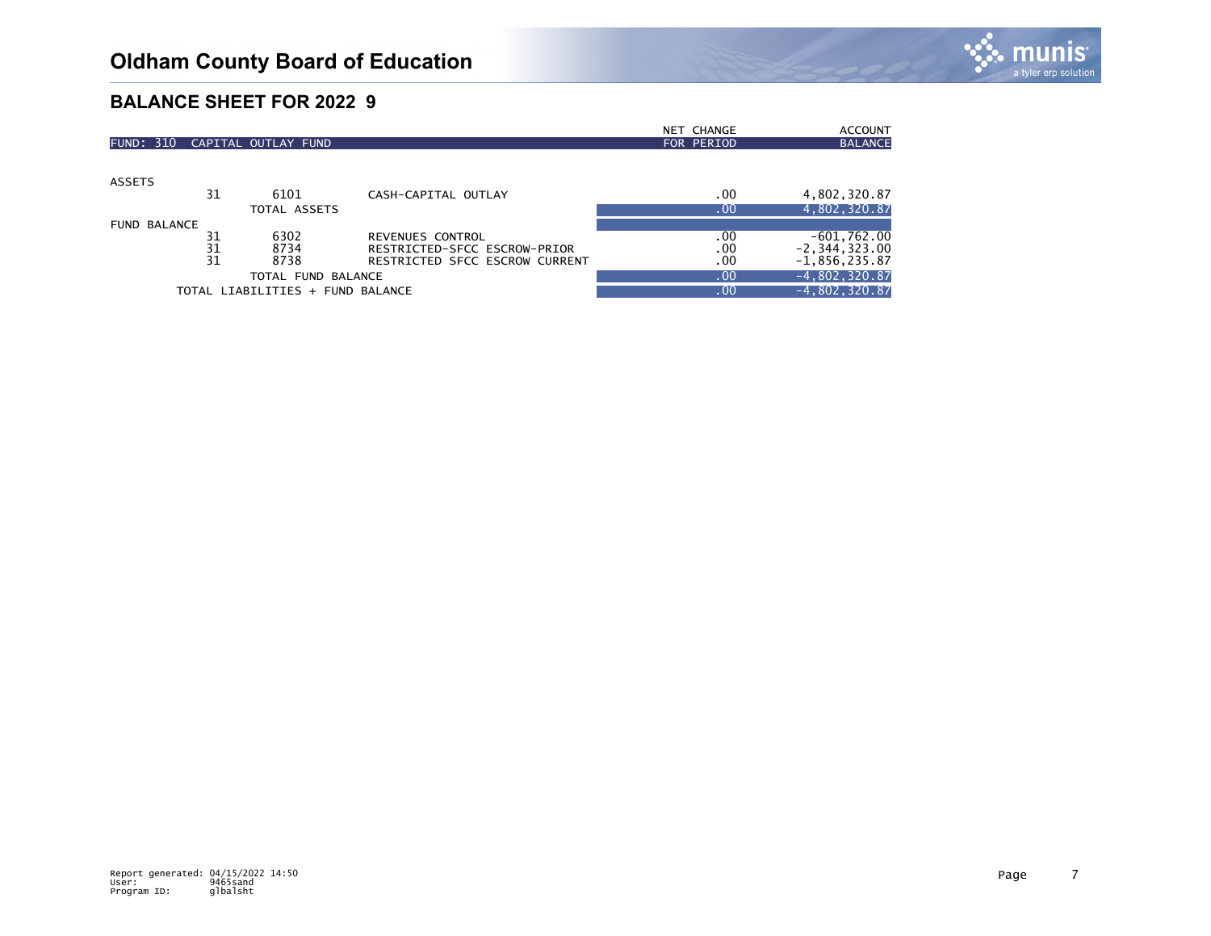# Oldham County Board of Education

## BALANCE SHEET FOR 2022 9

| FUND: 310 CAPITAL OUTLAY FUND | | | | NET CHANGE FOR PERIOD | ACCOUNT BALANCE |
|---|---|---|---|---|---|
| ASSETS | | | | | |
| | 31 | 6101 | CASH-CAPITAL OUTLAY | .00 | 4,802,320.87 |
| | | TOTAL ASSETS | | .00 | 4,802,320.87 |
| FUND BALANCE | | | | | |
| | 31 | 6302 | REVENUES CONTROL | .00 | -601,762.00 |
| | 31 | 8734 | RESTRICTED-SFCC ESCROW-PRIOR | .00 | -2,344,323.00 |
| | 31 | 8738 | RESTRICTED SFCC ESCROW CURRENT | .00 | -1,856,235.87 |
| | | TOTAL FUND BALANCE | | .00 | -4,802,320.87 |
| | TOTAL LIABILITIES + FUND BALANCE | | | .00 | -4,802,320.87 |

Report generated: 04/15/2022 14:50
User: 9465sand
Program ID: glbalsht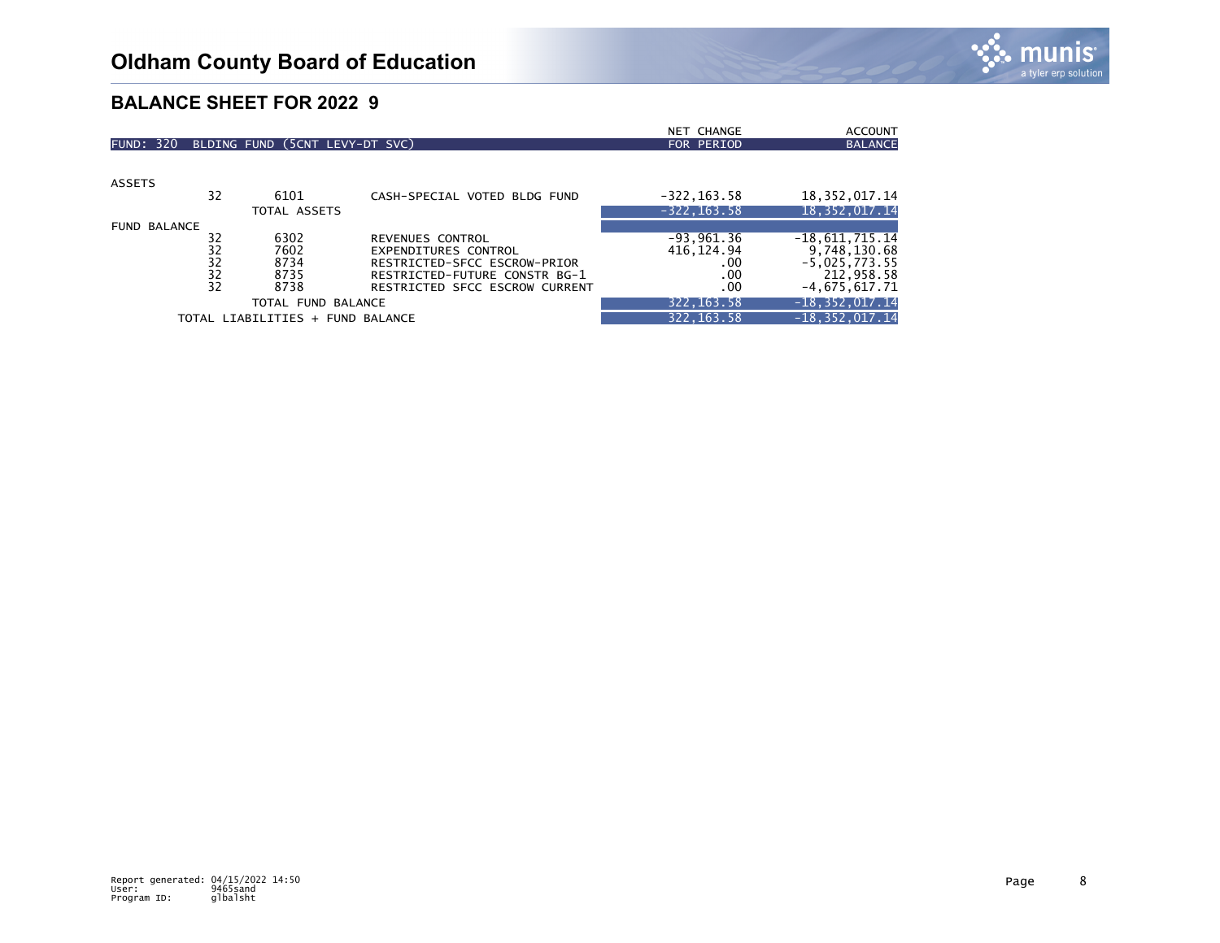# Oldham County Board of Education

## BALANCE SHEET FOR 2022 9

| FUND: 320 BLDING FUND (5CNT LEVY-DT SVC) | | | NET CHANGE FOR PERIOD | ACCOUNT BALANCE |
|---|---|---|---|---|
| **ASSETS** | | | | |
| 32 | 6101 | CASH-SPECIAL VOTED BLDG FUND | -322,163.58 | 18,352,017.14 |
| | TOTAL ASSETS | | -322,163.58 | 18,352,017.14 |
| **FUND BALANCE** | | | | |
| 32 | 6302 | REVENUES CONTROL | -93,961.36 | -18,611,715.14 |
| 32 | 7602 | EXPENDITURES CONTROL | 416,124.94 | 9,748,130.68 |
| 32 | 8734 | RESTRICTED-SFCC ESCROW-PRIOR | .00 | -5,025,773.55 |
| 32 | 8735 | RESTRICTED-FUTURE CONSTR BG-1 | .00 | 212,958.58 |
| 32 | 8738 | RESTRICTED SFCC ESCROW CURRENT | .00 | -4,675,617.71 |
| | TOTAL FUND BALANCE | | 322,163.58 | -18,352,017.14 |
| TOTAL LIABILITIES + FUND BALANCE | | | 322,163.58 | -18,352,017.14 |

Report generated: 04/15/2022 14:50
User: 9465sand
Program ID: glbalsht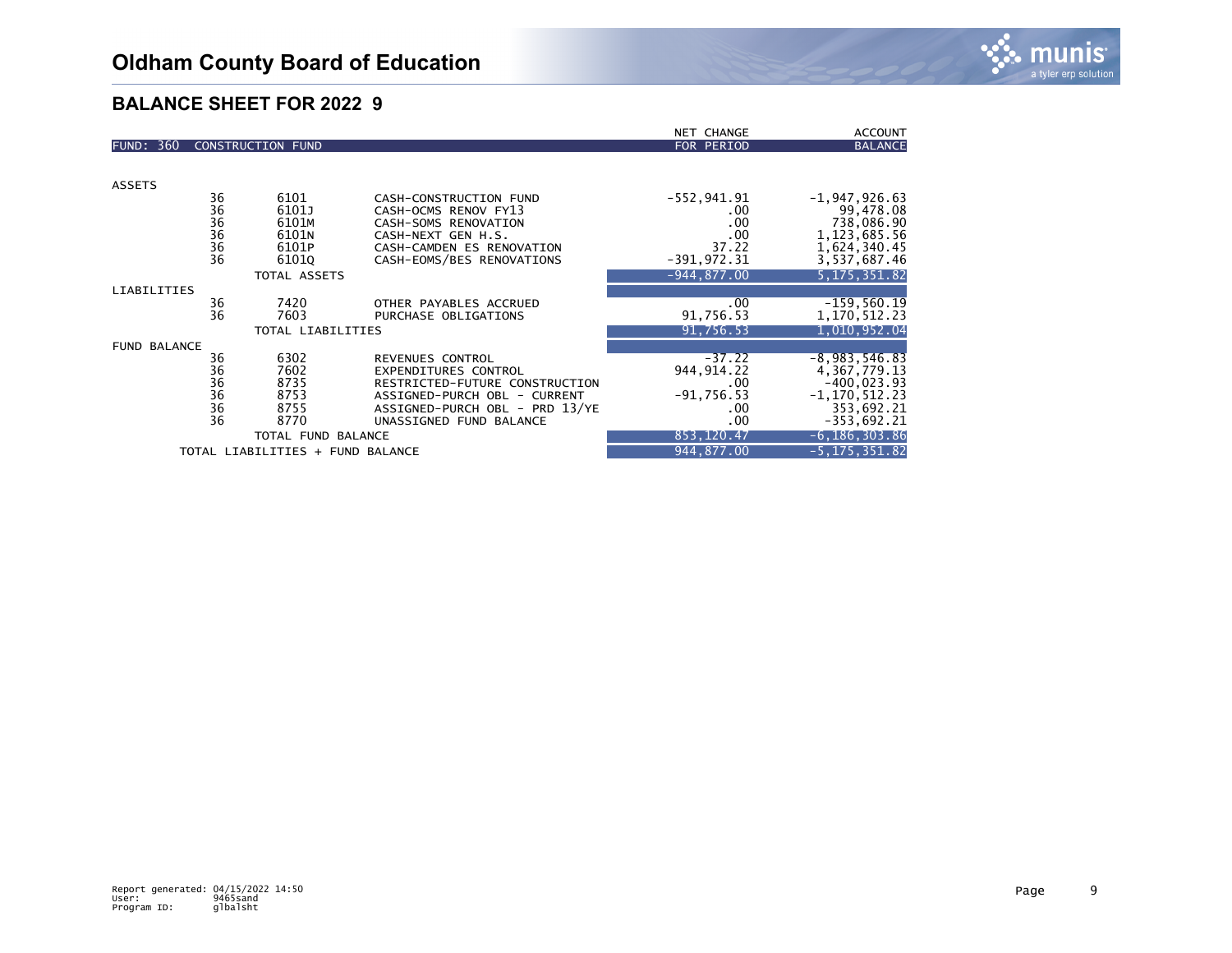# Oldham County Board of Education

## BALANCE SHEET FOR 2022 9

| FUND: 360 | CONSTRUCTION FUND | | | NET CHANGE FOR PERIOD | ACCOUNT BALANCE |
|---|---|---|---|---|---|
| ASSETS | | | | | |
| | 36 | 6101 | CASH-CONSTRUCTION FUND | -552,941.91 | -1,947,926.63 |
| | 36 | 6101J | CASH-OCMS RENOV FY13 | .00 | 99,478.08 |
| | 36 | 6101M | CASH-SOMS RENOVATION | .00 | 738,086.90 |
| | 36 | 6101N | CASH-NEXT GEN H.S. | .00 | 1,123,685.56 |
| | 36 | 6101P | CASH-CAMDEN ES RENOVATION | 37.22 | 1,624,340.45 |
| | 36 | 6101Q | CASH-EOMS/BES RENOVATIONS | -391,972.31 | 3,537,687.46 |
| | | TOTAL ASSETS | | -944,877.00 | 5,175,351.82 |
| LIABILITIES | | | | | |
| | 36 | 7420 | OTHER PAYABLES ACCRUED | .00 | -159,560.19 |
| | 36 | 7603 | PURCHASE OBLIGATIONS | 91,756.53 | 1,170,512.23 |
| | | TOTAL LIABILITIES | | 91,756.53 | 1,010,952.04 |
| FUND BALANCE | | | | | |
| | 36 | 6302 | REVENUES CONTROL | -37.22 | -8,983,546.83 |
| | 36 | 7602 | EXPENDITURES CONTROL | 944,914.22 | 4,367,779.13 |
| | 36 | 8735 | RESTRICTED-FUTURE CONSTRUCTION | .00 | -400,023.93 |
| | 36 | 8753 | ASSIGNED-PURCH OBL - CURRENT | -91,756.53 | -1,170,512.23 |
| | 36 | 8755 | ASSIGNED-PURCH OBL - PRD 13/YE | .00 | 353,692.21 |
| | 36 | 8770 | UNASSIGNED FUND BALANCE | .00 | -353,692.21 |
| | | TOTAL FUND BALANCE | | 853,120.47 | -6,186,303.86 |
| | TOTAL LIABILITIES + FUND BALANCE | | | 944,877.00 | -5,175,351.82 |

Report generated: 04/15/2022 14:50
User: 9465sand
Program ID: glbalsht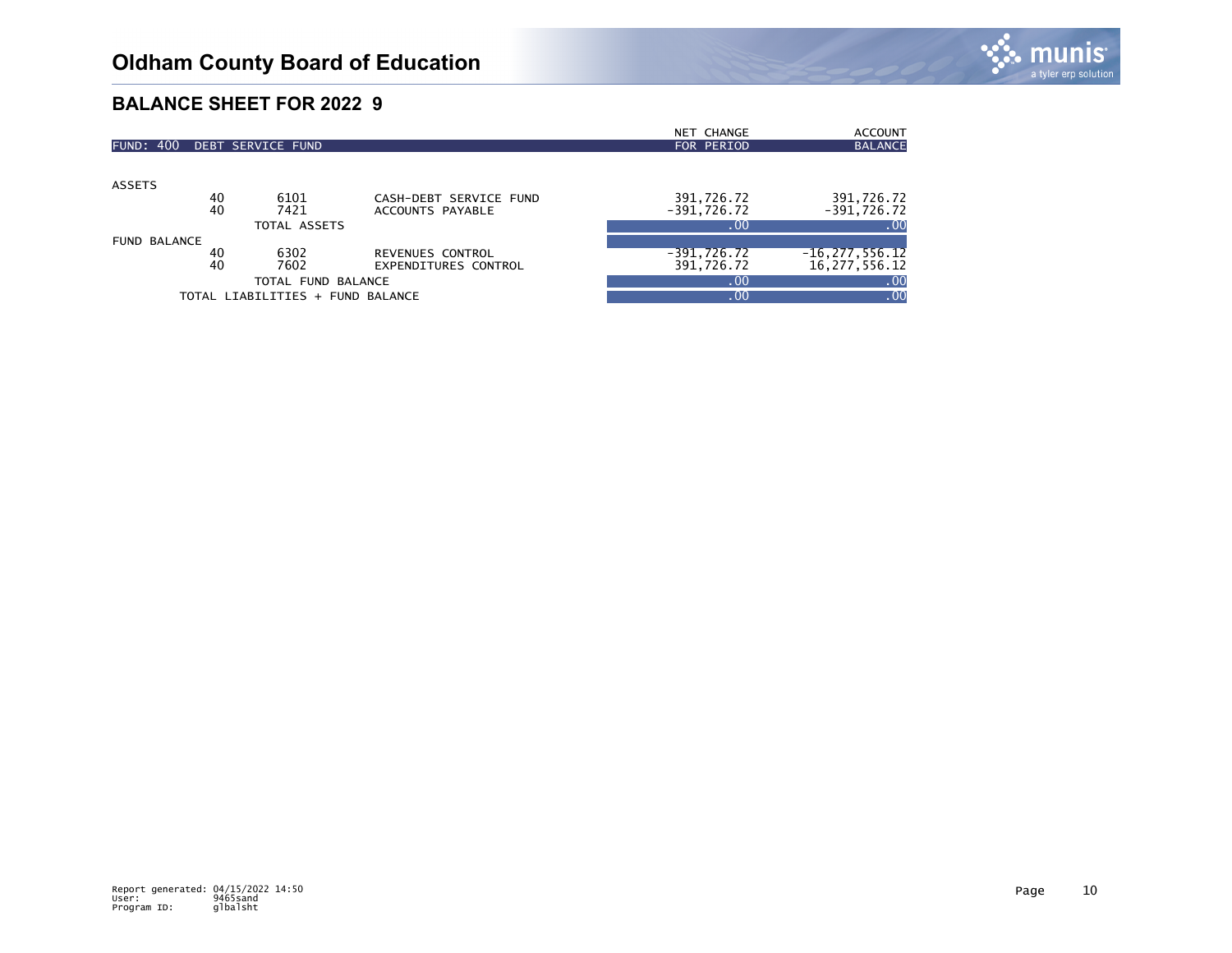# Oldham County Board of Education

## BALANCE SHEET FOR 2022 9

| FUND: 400 DEBT SERVICE FUND | | | | NET CHANGE FOR PERIOD | ACCOUNT BALANCE |
|---|---|---|---|---|---|
| ASSETS | | | | | |
| | 40 | 6101 | CASH-DEBT SERVICE FUND | 391,726.72 | 391,726.72 |
| | 40 | 7421 | ACCOUNTS PAYABLE | -391,726.72 | -391,726.72 |
| | | TOTAL ASSETS | | .00 | .00 |
| FUND BALANCE | | | | | |
| | 40 | 6302 | REVENUES CONTROL | -391,726.72 | -16,277,556.12 |
| | 40 | 7602 | EXPENDITURES CONTROL | 391,726.72 | 16,277,556.12 |
| | | TOTAL FUND BALANCE | | .00 | .00 |
| | TOTAL LIABILITIES + FUND BALANCE | | | .00 | .00 |

Report generated: 04/15/2022 14:50
User: 9465sand
Program ID: glbalsht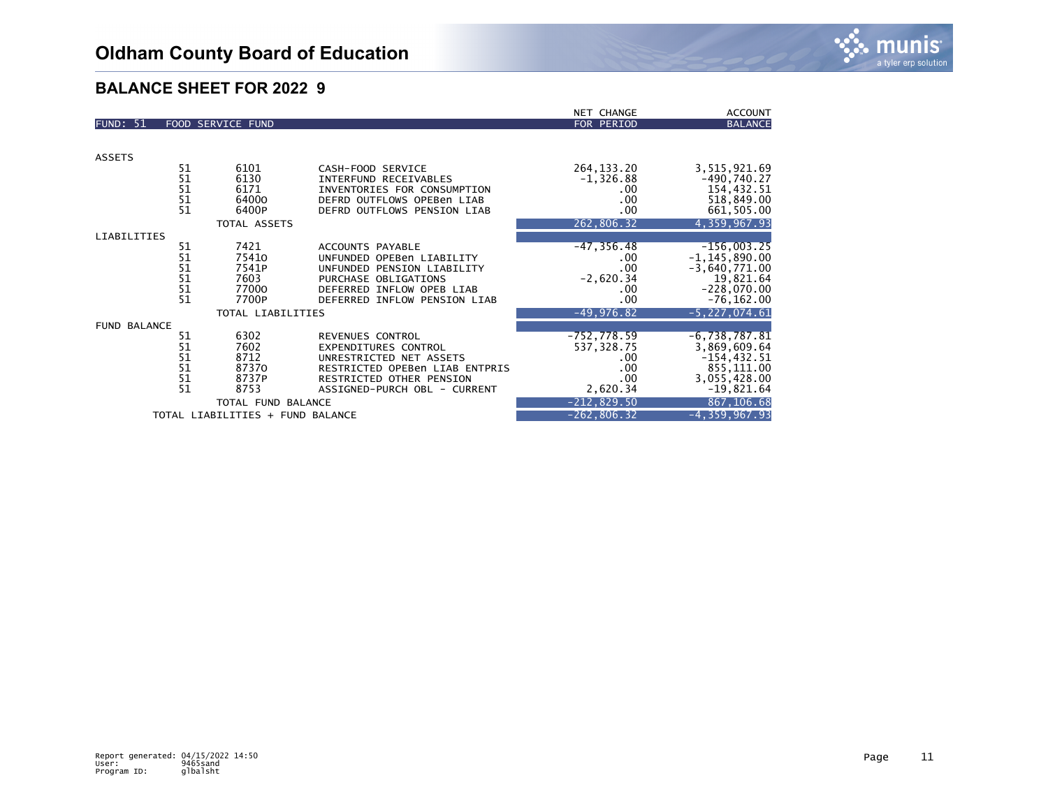# Oldham County Board of Education

## BALANCE SHEET FOR 2022 9

| FUND: 51 | FOOD SERVICE FUND | | | NET CHANGE FOR PERIOD | ACCOUNT BALANCE |
|---|---|---|---|---|---|
| ASSETS | | | | | |
| | 51 | 6101 | CASH-FOOD SERVICE | 264,133.20 | 3,515,921.69 |
| | 51 | 6130 | INTERFUND RECEIVABLES | -1,326.88 | -490,740.27 |
| | 51 | 6171 | INVENTORIES FOR CONSUMPTION | .00 | 154,432.51 |
| | 51 | 6400O | DEFRD OUTFLOWS OPEBen LIAB | .00 | 518,849.00 |
| | 51 | 6400P | DEFRD OUTFLOWS PENSION LIAB | .00 | 661,505.00 |
| | | TOTAL ASSETS | | 262,806.32 | 4,359,967.93 |
| LIABILITIES | | | | | |
| | 51 | 7421 | ACCOUNTS PAYABLE | -47,356.48 | -156,003.25 |
| | 51 | 7541O | UNFUNDED OPEBen LIABILITY | .00 | -1,145,890.00 |
| | 51 | 7541P | UNFUNDED PENSION LIABILITY | .00 | -3,640,771.00 |
| | 51 | 7603 | PURCHASE OBLIGATIONS | -2,620.34 | 19,821.64 |
| | 51 | 7700O | DEFERRED INFLOW OPEB LIAB | .00 | -228,070.00 |
| | 51 | 7700P | DEFERRED INFLOW PENSION LIAB | .00 | -76,162.00 |
| | | TOTAL LIABILITIES | | -49,976.82 | -5,227,074.61 |
| FUND BALANCE | | | | | |
| | 51 | 6302 | REVENUES CONTROL | -752,778.59 | -6,738,787.81 |
| | 51 | 7602 | EXPENDITURES CONTROL | 537,328.75 | 3,869,609.64 |
| | 51 | 8712 | UNRESTRICTED NET ASSETS | .00 | -154,432.51 |
| | 51 | 8737O | RESTRICTED OPEBen LIAB ENTPRIS | .00 | 855,111.00 |
| | 51 | 8737P | RESTRICTED OTHER PENSION | .00 | 3,055,428.00 |
| | 51 | 8753 | ASSIGNED-PURCH OBL - CURRENT | 2,620.34 | -19,821.64 |
| | | TOTAL FUND BALANCE | | -212,829.50 | 867,106.68 |
| | TOTAL LIABILITIES + FUND BALANCE | | | -262,806.32 | -4,359,967.93 |

Report generated: 04/15/2022 14:50
User: 9465sand
Program ID: glbalsht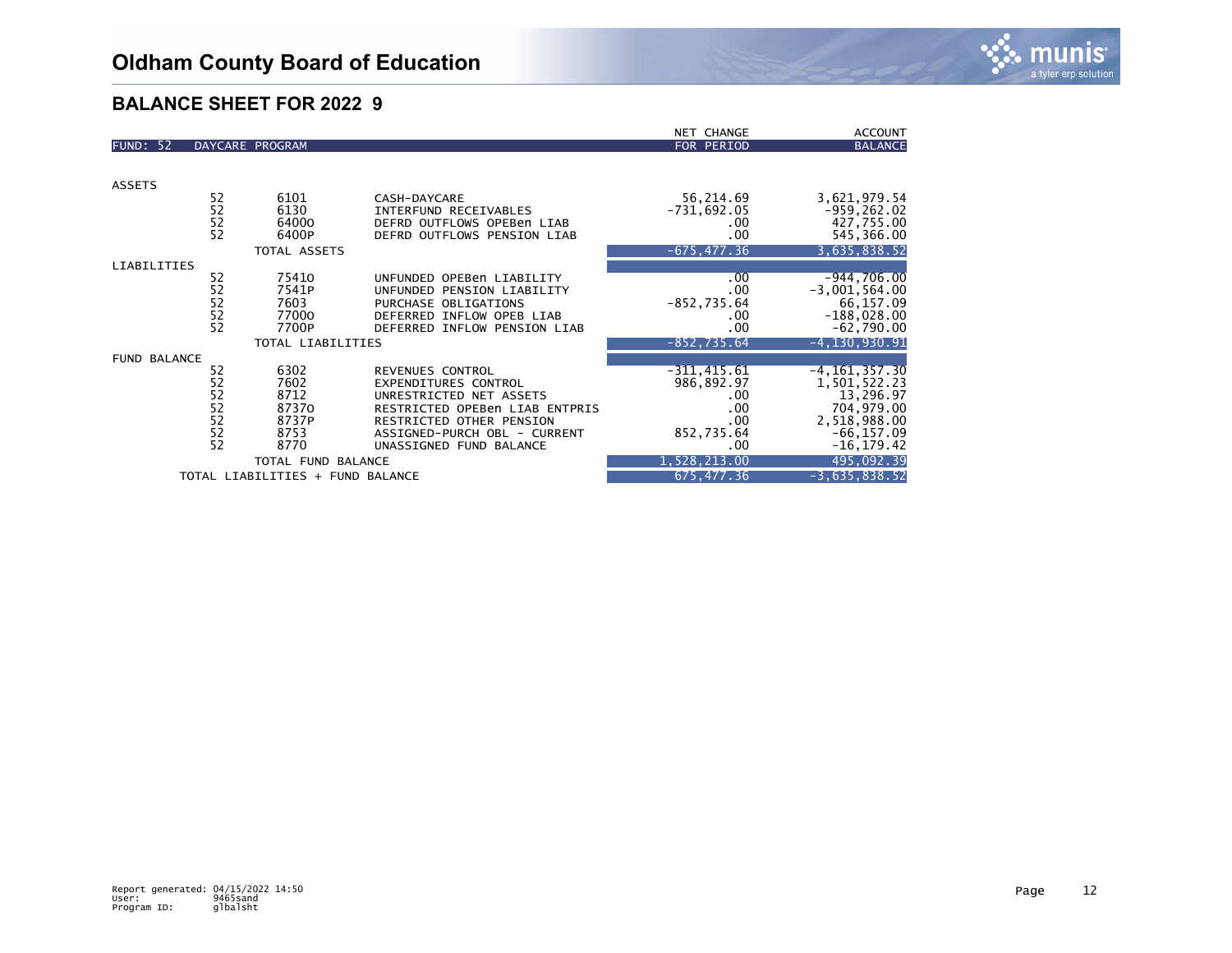# Oldham County Board of Education

## BALANCE SHEET FOR 2022 9

| FUND: 52 | DAYCARE PROGRAM | | | NET CHANGE FOR PERIOD | ACCOUNT BALANCE |
|---|---|---|---|---|---|
| ASSETS | | | | | |
| | 52 | 6101 | CASH-DAYCARE | 56,214.69 | 3,621,979.54 |
| | 52 | 6130 | INTERFUND RECEIVABLES | -731,692.05 | -959,262.02 |
| | 52 | 6400O | DEFRD OUTFLOWS OPEBen LIAB | .00 | 427,755.00 |
| | 52 | 6400P | DEFRD OUTFLOWS PENSION LIAB | .00 | 545,366.00 |
| | | TOTAL ASSETS | | -675,477.36 | 3,635,838.52 |
| LIABILITIES | | | | | |
| | 52 | 7541O | UNFUNDED OPEBen LIABILITY | .00 | -944,706.00 |
| | 52 | 7541P | UNFUNDED PENSION LIABILITY | .00 | -3,001,564.00 |
| | 52 | 7603 | PURCHASE OBLIGATIONS | -852,735.64 | 66,157.09 |
| | 52 | 7700O | DEFERRED INFLOW OPEB LIAB | .00 | -188,028.00 |
| | 52 | 7700P | DEFERRED INFLOW PENSION LIAB | .00 | -62,790.00 |
| | | TOTAL LIABILITIES | | -852,735.64 | -4,130,930.91 |
| FUND BALANCE | | | | | |
| | 52 | 6302 | REVENUES CONTROL | -311,415.61 | -4,161,357.30 |
| | 52 | 7602 | EXPENDITURES CONTROL | 986,892.97 | 1,501,522.23 |
| | 52 | 8712 | UNRESTRICTED NET ASSETS | .00 | 13,296.97 |
| | 52 | 8737O | RESTRICTED OPEBen LIAB ENTPRIS | .00 | 704,979.00 |
| | 52 | 8737P | RESTRICTED OTHER PENSION | .00 | 2,518,988.00 |
| | 52 | 8753 | ASSIGNED-PURCH OBL - CURRENT | 852,735.64 | -66,157.09 |
| | 52 | 8770 | UNASSIGNED FUND BALANCE | .00 | -16,179.42 |
| | | TOTAL FUND BALANCE | | 1,528,213.00 | 495,092.39 |
| | TOTAL LIABILITIES + FUND BALANCE | | | 675,477.36 | -3,635,838.52 |

Report generated: 04/15/2022 14:50
User: 9465sand
Program ID: glbalsht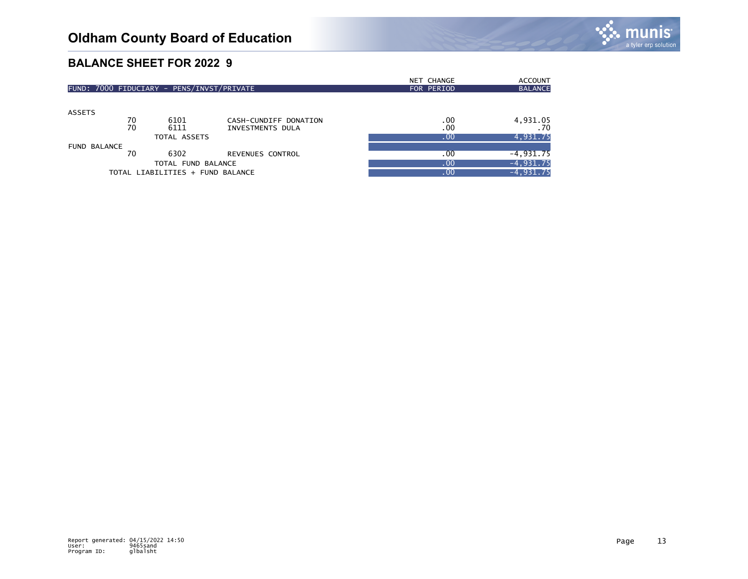# Oldham County Board of Education

## BALANCE SHEET FOR 2022 9

| FUND: 7000 FIDUCIARY - PENS/INVST/PRIVATE | | | NET CHANGE FOR PERIOD | ACCOUNT BALANCE |
|---|---|---|---|---|
| ASSETS | | | | |
| 70 | 6101 | CASH-CUNDIFF DONATION | .00 | 4,931.05 |
| 70 | 6111 | INVESTMENTS DULA | .00 | .70 |
| | TOTAL ASSETS | | .00 | 4,931.75 |
| FUND BALANCE | | | | |
| 70 | 6302 | REVENUES CONTROL | .00 | -4,931.75 |
| | TOTAL FUND BALANCE | | .00 | -4,931.75 |
| TOTAL LIABILITIES + FUND BALANCE | | | .00 | -4,931.75 |

Report generated: 04/15/2022 14:50
User: 9465sand
Program ID: glbalsht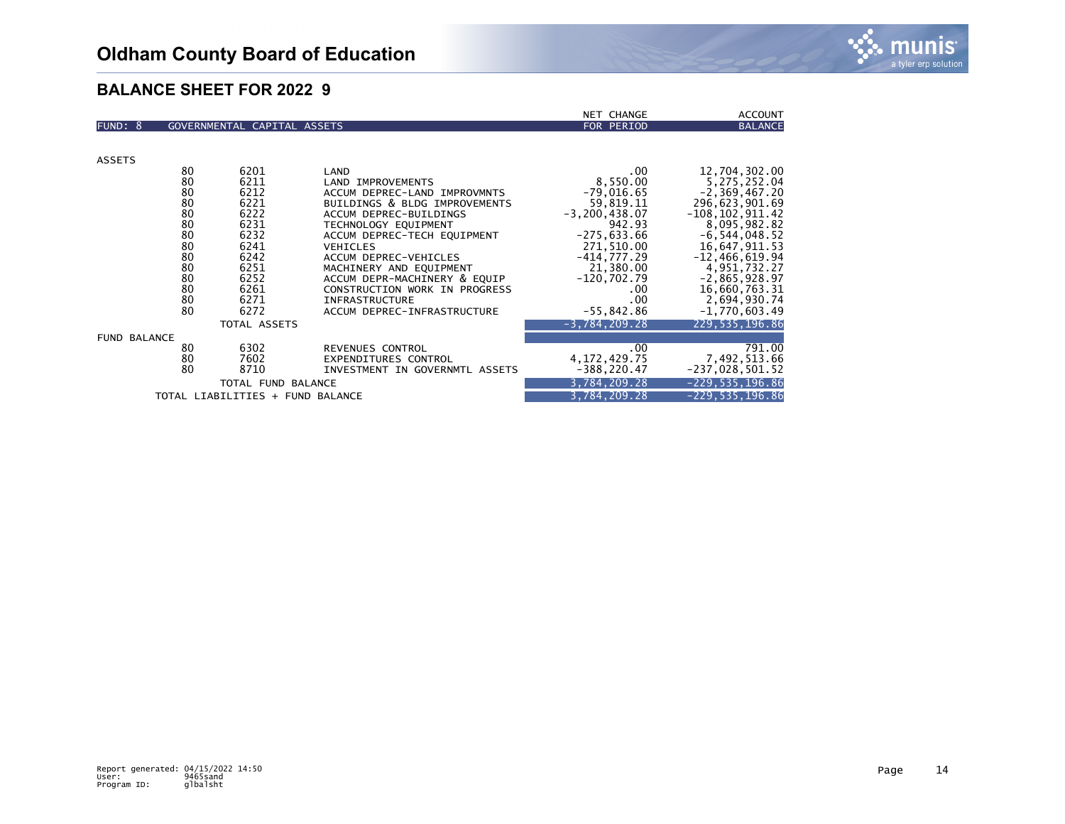# Oldham County Board of Education

## BALANCE SHEET FOR 2022 9

| FUND: 8 | GOVERNMENTAL CAPITAL ASSETS | | NET CHANGE FOR PERIOD | ACCOUNT BALANCE |
|---|---|---|---|---|
| **ASSETS** | | | | |
| 80 | 6201 | LAND | .00 | 12,704,302.00 |
| 80 | 6211 | LAND IMPROVEMENTS | 8,550.00 | 5,275,252.04 |
| 80 | 6212 | ACCUM DEPREC-LAND IMPROVMNTS | -79,016.65 | -2,369,467.20 |
| 80 | 6221 | BUILDINGS & BLDG IMPROVEMENTS | 59,819.11 | 296,623,901.69 |
| 80 | 6222 | ACCUM DEPREC-BUILDINGS | -3,200,438.07 | -108,102,911.42 |
| 80 | 6231 | TECHNOLOGY EQUIPMENT | 942.93 | 8,095,982.82 |
| 80 | 6232 | ACCUM DEPREC-TECH EQUIPMENT | -275,633.66 | -6,544,048.52 |
| 80 | 6241 | VEHICLES | 271,510.00 | 16,647,911.53 |
| 80 | 6242 | ACCUM DEPREC-VEHICLES | -414,777.29 | -12,466,619.94 |
| 80 | 6251 | MACHINERY AND EQUIPMENT | 21,380.00 | 4,951,732.27 |
| 80 | 6252 | ACCUM DEPR-MACHINERY & EQUIP | -120,702.79 | -2,865,928.97 |
| 80 | 6261 | CONSTRUCTION WORK IN PROGRESS | .00 | 16,660,763.31 |
| 80 | 6271 | INFRASTRUCTURE | .00 | 2,694,930.74 |
| 80 | 6272 | ACCUM DEPREC-INFRASTRUCTURE | -55,842.86 | -1,770,603.49 |
| | TOTAL ASSETS | | -3,784,209.28 | 229,535,196.86 |
| **FUND BALANCE** | | | | |
| 80 | 6302 | REVENUES CONTROL | .00 | 791.00 |
| 80 | 7602 | EXPENDITURES CONTROL | 4,172,429.75 | 7,492,513.66 |
| 80 | 8710 | INVESTMENT IN GOVERNMTL ASSETS | -388,220.47 | -237,028,501.52 |
| | TOTAL FUND BALANCE | | 3,784,209.28 | -229,535,196.86 |
| | TOTAL LIABILITIES + FUND BALANCE | | 3,784,209.28 | -229,535,196.86 |

Report generated: 04/15/2022 14:50
User: 9465sand
Program ID: glbalsht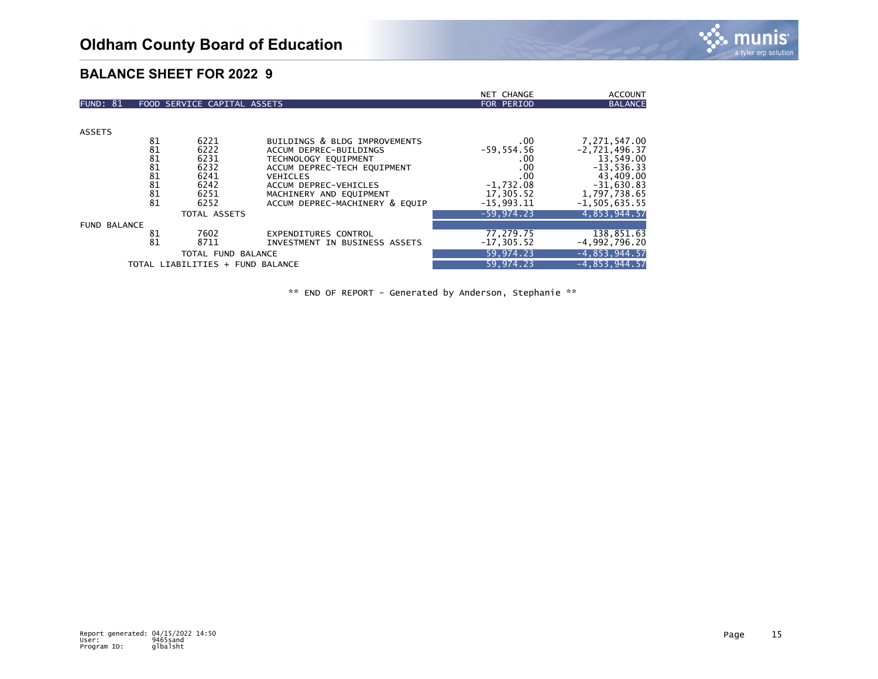# Oldham County Board of Education

## BALANCE SHEET FOR 2022 9

| FUND: 81 | | FOOD SERVICE CAPITAL ASSETS | NET CHANGE FOR PERIOD | ACCOUNT BALANCE |
|---|---|---|---|---|
| ASSETS | | | | |
| 81 | 6221 | BUILDINGS & BLDG IMPROVEMENTS | .00 | 7,271,547.00 |
| 81 | 6222 | ACCUM DEPREC-BUILDINGS | -59,554.56 | -2,721,496.37 |
| 81 | 6231 | TECHNOLOGY EQUIPMENT | .00 | 13,549.00 |
| 81 | 6232 | ACCUM DEPREC-TECH EQUIPMENT | .00 | -13,536.33 |
| 81 | 6241 | VEHICLES | .00 | 43,409.00 |
| 81 | 6242 | ACCUM DEPREC-VEHICLES | -1,732.08 | -31,630.83 |
| 81 | 6251 | MACHINERY AND EQUIPMENT | 17,305.52 | 1,797,738.65 |
| 81 | 6252 | ACCUM DEPREC-MACHINERY & EQUIP | -15,993.11 | -1,505,635.55 |
| | TOTAL ASSETS | | -59,974.23 | 4,853,944.57 |
| FUND BALANCE | | | | |
| 81 | 7602 | EXPENDITURES CONTROL | 77,279.75 | 138,851.63 |
| 81 | 8711 | INVESTMENT IN BUSINESS ASSETS | -17,305.52 | -4,992,796.20 |
| | TOTAL FUND BALANCE | | 59,974.23 | -4,853,944.57 |
| | TOTAL LIABILITIES + FUND BALANCE | | 59,974.23 | -4,853,944.57 |

** END OF REPORT - Generated by Anderson, Stephanie **

Report generated: 04/15/2022 14:50
User: 9465sand
Program ID: glbalsht